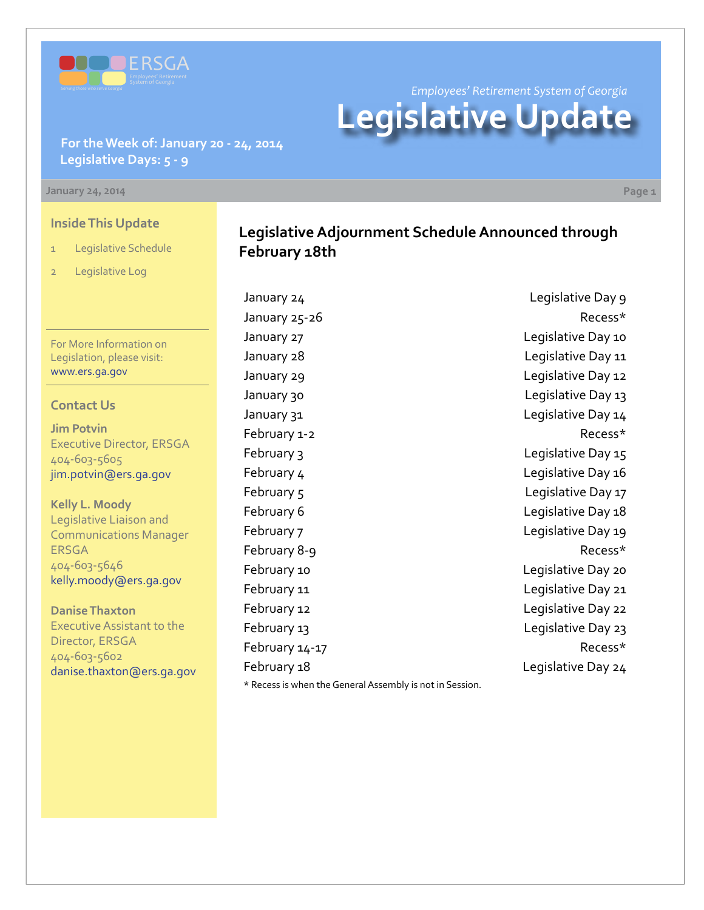ERSGA

Employees' Retirement System of Georgia

*Employees' Retirement System of Georgia*

# Legislative Update

**For the Week of: January 20 - 24, 2014**
**Legislative Days: 5 - 9**

January 24, 2014

## Inside This Update

1 Legislative Schedule

2 Legislative Log

For More Information on Legislation, please visit: www.ers.ga.gov

## Contact Us

**Jim Potvin**
Executive Director, ERSGA
404-603-5605
jim.potvin@ers.ga.gov

**Kelly L. Moody**
Legislative Liaison and Communications Manager ERSGA
404-603-5646
kelly.moody@ers.ga.gov

**Danise Thaxton**
Executive Assistant to the Director, ERSGA
404-603-5602
danise.thaxton@ers.ga.gov

## Legislative Adjournment Schedule Announced through February 18th

| | |
|---|---|
| January 24 | Legislative Day 9 |
| January 25-26 | Recess* |
| January 27 | Legislative Day 10 |
| January 28 | Legislative Day 11 |
| January 29 | Legislative Day 12 |
| January 30 | Legislative Day 13 |
| January 31 | Legislative Day 14 |
| February 1-2 | Recess* |
| February 3 | Legislative Day 15 |
| February 4 | Legislative Day 16 |
| February 5 | Legislative Day 17 |
| February 6 | Legislative Day 18 |
| February 7 | Legislative Day 19 |
| February 8-9 | Recess* |
| February 10 | Legislative Day 20 |
| February 11 | Legislative Day 21 |
| February 12 | Legislative Day 22 |
| February 13 | Legislative Day 23 |
| February 14-17 | Recess* |
| February 18 | Legislative Day 24 |

* Recess is when the General Assembly is not in Session.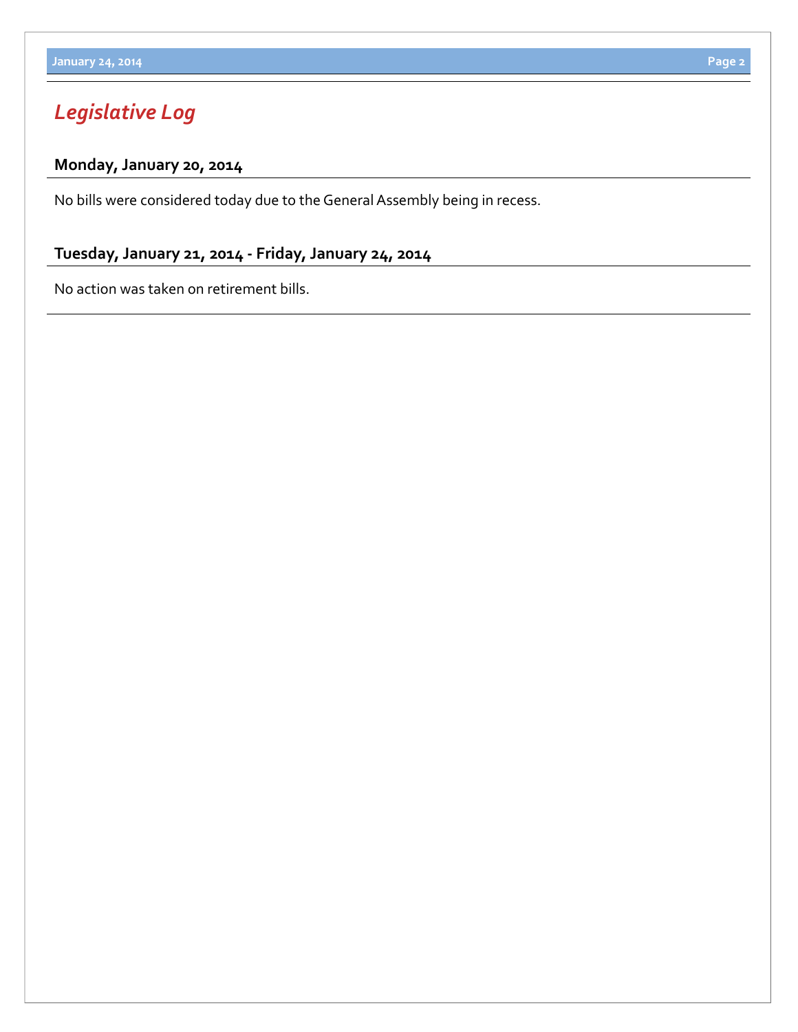## *Legislative Log*

### Monday, January 20, 2014

No bills were considered today due to the General Assembly being in recess.

### Tuesday, January 21, 2014 - Friday, January 24, 2014

No action was taken on retirement bills.